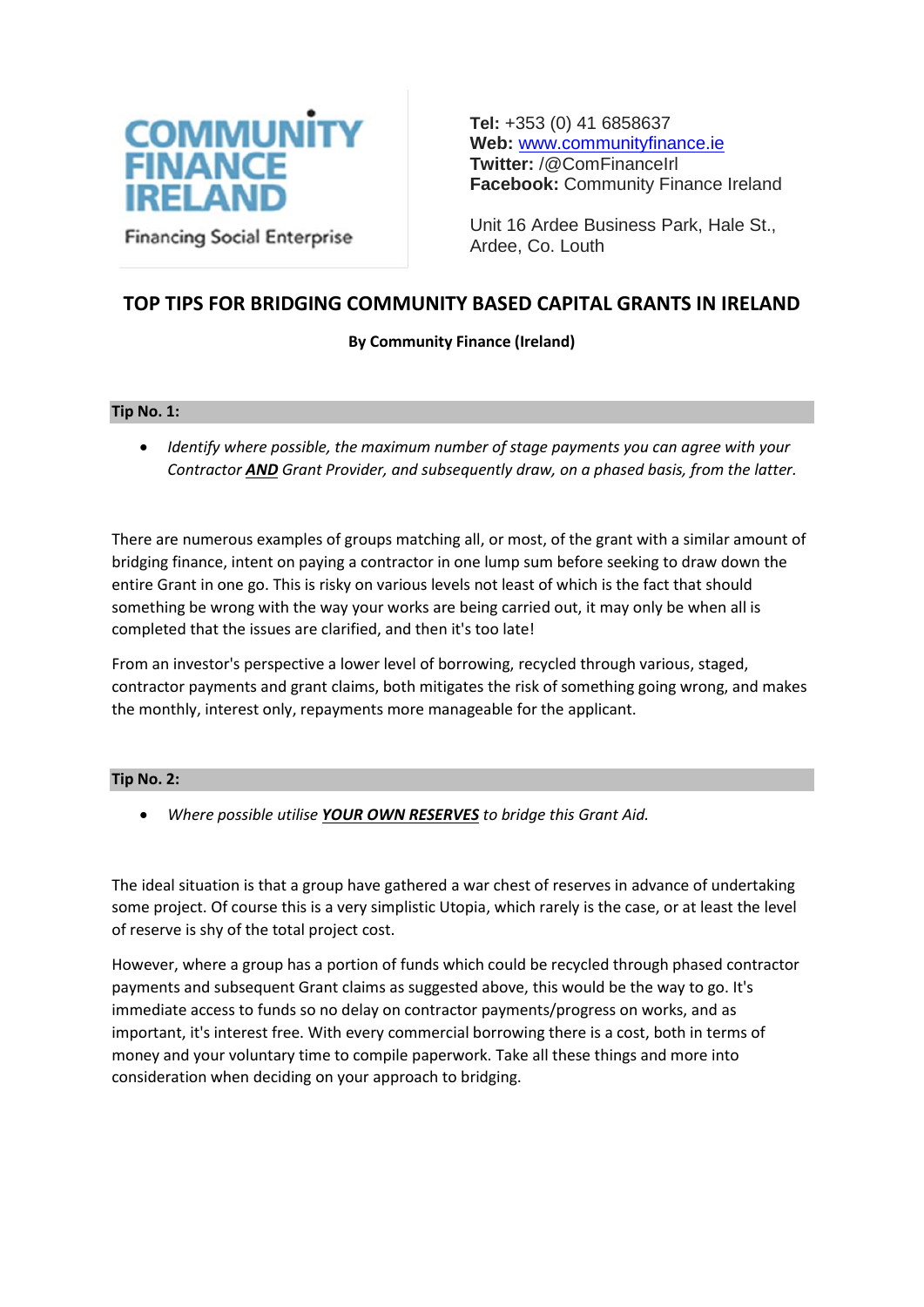**COMMUNITY FINANCE IRELAND**

Financing Social Enterprise

**Tel:** +353 (0) 41 6858637
**Web:** www.communityfinance.ie
**Twitter:** /@ComFinanceIrl
**Facebook:** Community Finance Ireland

Unit 16 Ardee Business Park, Hale St., Ardee, Co. Louth

# TOP TIPS FOR BRIDGING COMMUNITY BASED CAPITAL GRANTS IN IRELAND

**By Community Finance (Ireland)**

## Tip No. 1:

- *Identify where possible, the maximum number of stage payments you can agree with your Contractor* ***AND*** *Grant Provider, and subsequently draw, on a phased basis, from the latter.*

There are numerous examples of groups matching all, or most, of the grant with a similar amount of bridging finance, intent on paying a contractor in one lump sum before seeking to draw down the entire Grant in one go. This is risky on various levels not least of which is the fact that should something be wrong with the way your works are being carried out, it may only be when all is completed that the issues are clarified, and then it's too late!

From an investor's perspective a lower level of borrowing, recycled through various, staged, contractor payments and grant claims, both mitigates the risk of something going wrong, and makes the monthly, interest only, repayments more manageable for the applicant.

## Tip No. 2:

- *Where possible utilise* ***YOUR OWN RESERVES*** *to bridge this Grant Aid.*

The ideal situation is that a group have gathered a war chest of reserves in advance of undertaking some project. Of course this is a very simplistic Utopia, which rarely is the case, or at least the level of reserve is shy of the total project cost.

However, where a group has a portion of funds which could be recycled through phased contractor payments and subsequent Grant claims as suggested above, this would be the way to go. It's immediate access to funds so no delay on contractor payments/progress on works, and as important, it's interest free. With every commercial borrowing there is a cost, both in terms of money and your voluntary time to compile paperwork. Take all these things and more into consideration when deciding on your approach to bridging.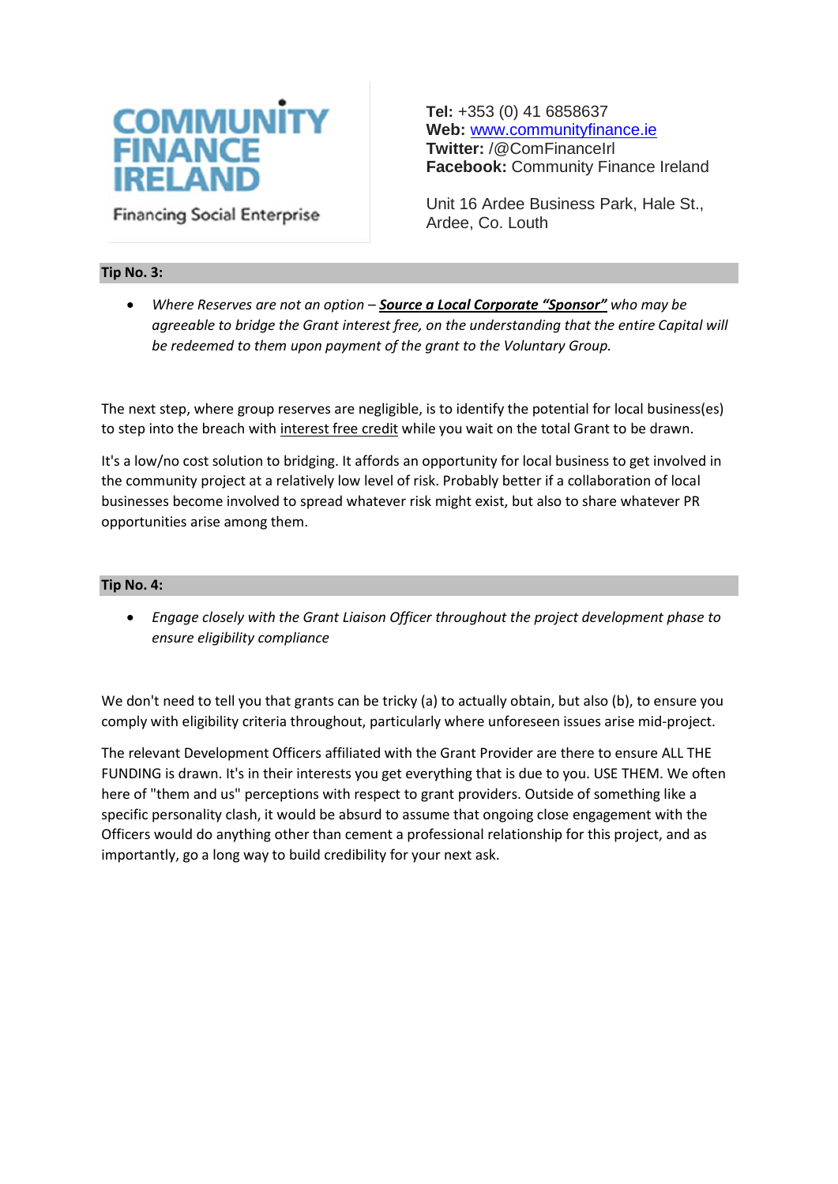**COMMUNITY FINANCE IRELAND**
Financing Social Enterprise

**Tel:** +353 (0) 41 6858637
**Web:** www.communityfinance.ie
**Twitter:** /@ComFinanceIrl
**Facebook:** Community Finance Ireland

Unit 16 Ardee Business Park, Hale St.,
Ardee, Co. Louth

### Tip No. 3:

- *Where Reserves are not an option – **Source a Local Corporate "Sponsor"** who may be agreeable to bridge the Grant interest free, on the understanding that the entire Capital will be redeemed to them upon payment of the grant to the Voluntary Group.*

The next step, where group reserves are negligible, is to identify the potential for local business(es) to step into the breach with interest free credit while you wait on the total Grant to be drawn.

It's a low/no cost solution to bridging. It affords an opportunity for local business to get involved in the community project at a relatively low level of risk. Probably better if a collaboration of local businesses become involved to spread whatever risk might exist, but also to share whatever PR opportunities arise among them.

### Tip No. 4:

- *Engage closely with the Grant Liaison Officer throughout the project development phase to ensure eligibility compliance*

We don't need to tell you that grants can be tricky (a) to actually obtain, but also (b), to ensure you comply with eligibility criteria throughout, particularly where unforeseen issues arise mid-project.

The relevant Development Officers affiliated with the Grant Provider are there to ensure ALL THE FUNDING is drawn. It's in their interests you get everything that is due to you. USE THEM. We often here of "them and us" perceptions with respect to grant providers. Outside of something like a specific personality clash, it would be absurd to assume that ongoing close engagement with the Officers would do anything other than cement a professional relationship for this project, and as importantly, go a long way to build credibility for your next ask.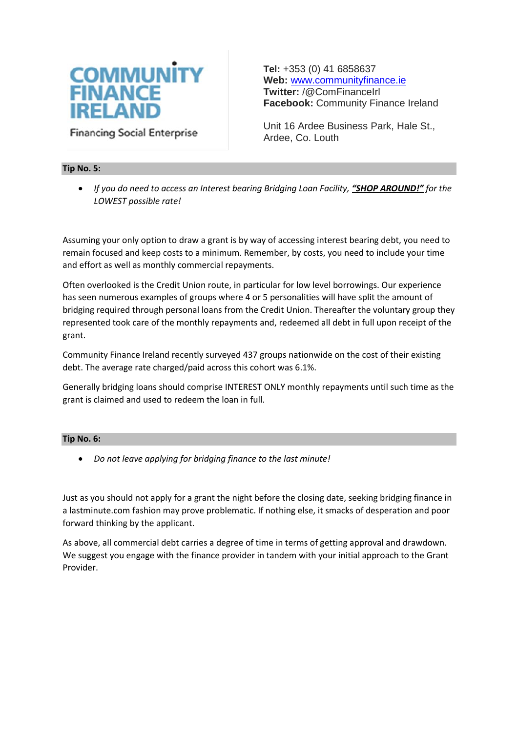**COMMUNITY FINANCE IRELAND**
Financing Social Enterprise

**Tel:** +353 (0) 41 6858637
**Web:** www.communityfinance.ie
**Twitter:** /@ComFinanceIrl
**Facebook:** Community Finance Ireland

Unit 16 Ardee Business Park, Hale St.,
Ardee, Co. Louth

## Tip No. 5:

- *If you do need to access an Interest bearing Bridging Loan Facility,* ***"SHOP AROUND!"*** *for the LOWEST possible rate!*

Assuming your only option to draw a grant is by way of accessing interest bearing debt, you need to remain focused and keep costs to a minimum. Remember, by costs, you need to include your time and effort as well as monthly commercial repayments.

Often overlooked is the Credit Union route, in particular for low level borrowings. Our experience has seen numerous examples of groups where 4 or 5 personalities will have split the amount of bridging required through personal loans from the Credit Union. Thereafter the voluntary group they represented took care of the monthly repayments and, redeemed all debt in full upon receipt of the grant.

Community Finance Ireland recently surveyed 437 groups nationwide on the cost of their existing debt. The average rate charged/paid across this cohort was 6.1%.

Generally bridging loans should comprise INTEREST ONLY monthly repayments until such time as the grant is claimed and used to redeem the loan in full.

## Tip No. 6:

- *Do not leave applying for bridging finance to the last minute!*

Just as you should not apply for a grant the night before the closing date, seeking bridging finance in a lastminute.com fashion may prove problematic. If nothing else, it smacks of desperation and poor forward thinking by the applicant.

As above, all commercial debt carries a degree of time in terms of getting approval and drawdown. We suggest you engage with the finance provider in tandem with your initial approach to the Grant Provider.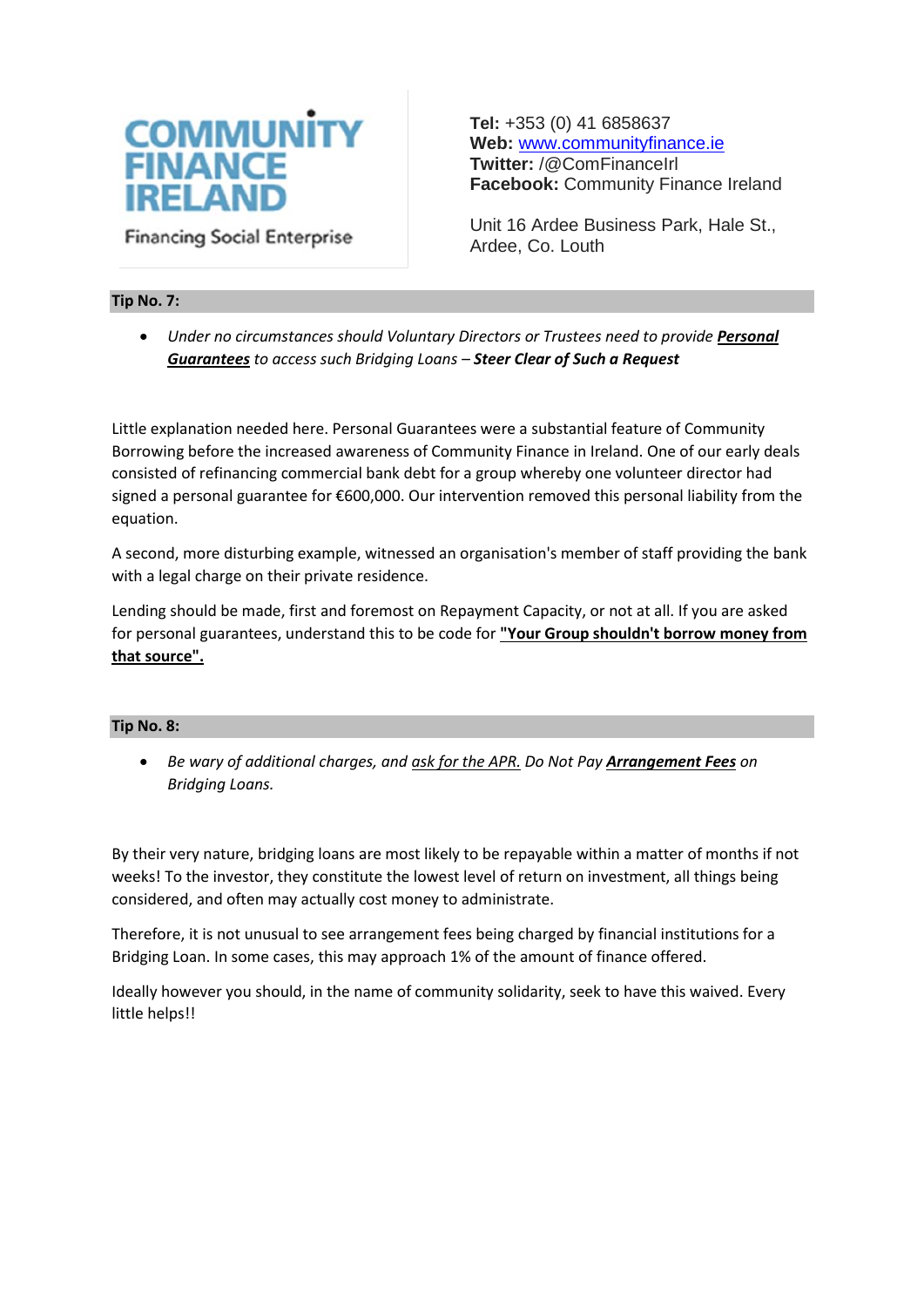COMMUNITY FINANCE IRELAND

Financing Social Enterprise

**Tel:** +353 (0) 41 6858637
**Web:** www.communityfinance.ie
**Twitter:** /@ComFinanceIrl
**Facebook:** Community Finance Ireland

Unit 16 Ardee Business Park, Hale St., Ardee, Co. Louth

### Tip No. 7:

- *Under no circumstances should Voluntary Directors or Trustees need to provide **Personal Guarantees** to access such Bridging Loans – **Steer Clear of Such a Request***

Little explanation needed here. Personal Guarantees were a substantial feature of Community Borrowing before the increased awareness of Community Finance in Ireland. One of our early deals consisted of refinancing commercial bank debt for a group whereby one volunteer director had signed a personal guarantee for €600,000. Our intervention removed this personal liability from the equation.

A second, more disturbing example, witnessed an organisation's member of staff providing the bank with a legal charge on their private residence.

Lending should be made, first and foremost on Repayment Capacity, or not at all. If you are asked for personal guarantees, understand this to be code for **"Your Group shouldn't borrow money from that source".**

### Tip No. 8:

- *Be wary of additional charges, and ask for the APR. Do Not Pay **Arrangement Fees** on Bridging Loans.*

By their very nature, bridging loans are most likely to be repayable within a matter of months if not weeks! To the investor, they constitute the lowest level of return on investment, all things being considered, and often may actually cost money to administrate.

Therefore, it is not unusual to see arrangement fees being charged by financial institutions for a Bridging Loan. In some cases, this may approach 1% of the amount of finance offered.

Ideally however you should, in the name of community solidarity, seek to have this waived. Every little helps!!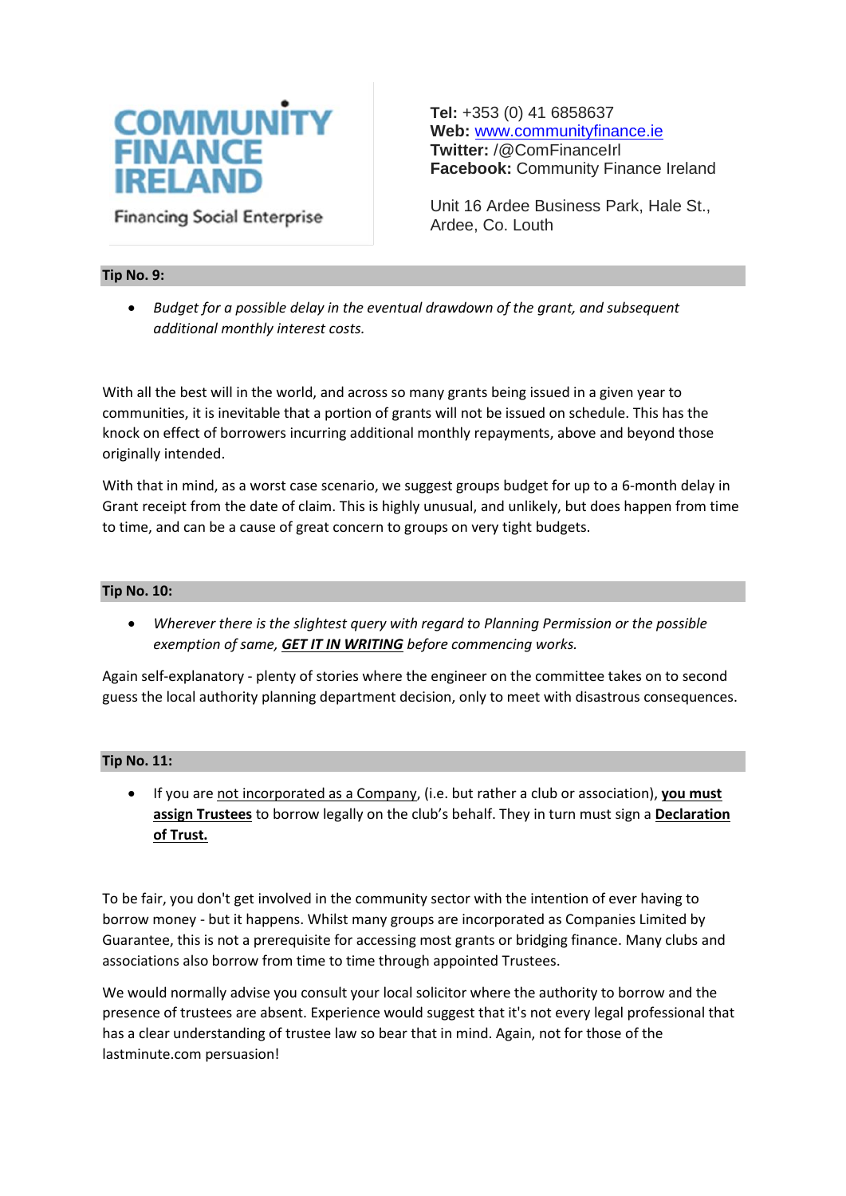COMMUNITY FINANCE IRELAND

Financing Social Enterprise

**Tel:** +353 (0) 41 6858637
**Web:** www.communityfinance.ie
**Twitter:** /@ComFinanceIrl
**Facebook:** Community Finance Ireland

Unit 16 Ardee Business Park, Hale St., Ardee, Co. Louth

**Tip No. 9:**

- *Budget for a possible delay in the eventual drawdown of the grant, and subsequent additional monthly interest costs.*

With all the best will in the world, and across so many grants being issued in a given year to communities, it is inevitable that a portion of grants will not be issued on schedule. This has the knock on effect of borrowers incurring additional monthly repayments, above and beyond those originally intended.

With that in mind, as a worst case scenario, we suggest groups budget for up to a 6-month delay in Grant receipt from the date of claim. This is highly unusual, and unlikely, but does happen from time to time, and can be a cause of great concern to groups on very tight budgets.

**Tip No. 10:**

- *Wherever there is the slightest query with regard to Planning Permission or the possible exemption of same,* ***GET IT IN WRITING*** *before commencing works.*

Again self-explanatory - plenty of stories where the engineer on the committee takes on to second guess the local authority planning department decision, only to meet with disastrous consequences.

**Tip No. 11:**

- If you are not incorporated as a Company, (i.e. but rather a club or association), **you must assign Trustees** to borrow legally on the club's behalf. They in turn must sign a **Declaration of Trust.**

To be fair, you don't get involved in the community sector with the intention of ever having to borrow money - but it happens. Whilst many groups are incorporated as Companies Limited by Guarantee, this is not a prerequisite for accessing most grants or bridging finance. Many clubs and associations also borrow from time to time through appointed Trustees.

We would normally advise you consult your local solicitor where the authority to borrow and the presence of trustees are absent. Experience would suggest that it's not every legal professional that has a clear understanding of trustee law so bear that in mind. Again, not for those of the lastminute.com persuasion!